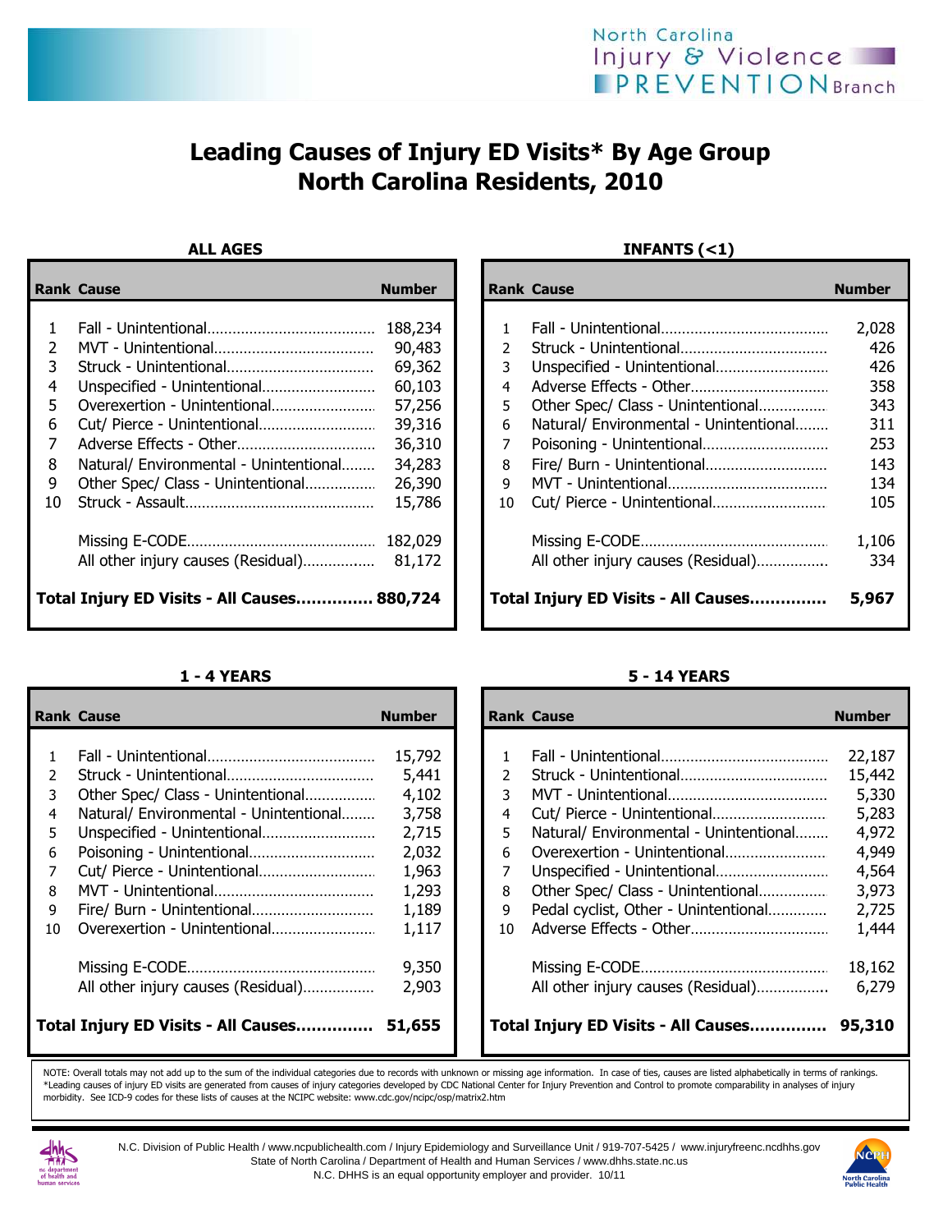North Carolina Injury & Violence PREVENTION Branch

# Leading Causes of Injury ED Visits* By Age Group
# North Carolina Residents, 2010

## ALL AGES

| Rank | Cause | Number |
|---|---|---|
| 1 | Fall - Unintentional | 188,234 |
| 2 | MVT - Unintentional | 90,483 |
| 3 | Struck - Unintentional | 69,362 |
| 4 | Unspecified - Unintentional | 60,103 |
| 5 | Overexertion - Unintentional | 57,256 |
| 6 | Cut/ Pierce - Unintentional | 39,316 |
| 7 | Adverse Effects - Other | 36,310 |
| 8 | Natural/ Environmental - Unintentional | 34,283 |
| 9 | Other Spec/ Class - Unintentional | 26,390 |
| 10 | Struck - Assault | 15,786 |
| | Missing E-CODE | 182,029 |
| | All other injury causes (Residual) | 81,172 |
| | **Total Injury ED Visits - All Causes** | **880,724** |

## INFANTS (<1)

| Rank | Cause | Number |
|---|---|---|
| 1 | Fall - Unintentional | 2,028 |
| 2 | Struck - Unintentional | 426 |
| 3 | Unspecified - Unintentional | 426 |
| 4 | Adverse Effects - Other | 358 |
| 5 | Other Spec/ Class - Unintentional | 343 |
| 6 | Natural/ Environmental - Unintentional | 311 |
| 7 | Poisoning - Unintentional | 253 |
| 8 | Fire/ Burn - Unintentional | 143 |
| 9 | MVT - Unintentional | 134 |
| 10 | Cut/ Pierce - Unintentional | 105 |
| | Missing E-CODE | 1,106 |
| | All other injury causes (Residual) | 334 |
| | **Total Injury ED Visits - All Causes** | **5,967** |

## 1 - 4 YEARS

| Rank | Cause | Number |
|---|---|---|
| 1 | Fall - Unintentional | 15,792 |
| 2 | Struck - Unintentional | 5,441 |
| 3 | Other Spec/ Class - Unintentional | 4,102 |
| 4 | Natural/ Environmental - Unintentional | 3,758 |
| 5 | Unspecified - Unintentional | 2,715 |
| 6 | Poisoning - Unintentional | 2,032 |
| 7 | Cut/ Pierce - Unintentional | 1,963 |
| 8 | MVT - Unintentional | 1,293 |
| 9 | Fire/ Burn - Unintentional | 1,189 |
| 10 | Overexertion - Unintentional | 1,117 |
| | Missing E-CODE | 9,350 |
| | All other injury causes (Residual) | 2,903 |
| | **Total Injury ED Visits - All Causes** | **51,655** |

## 5 - 14 YEARS

| Rank | Cause | Number |
|---|---|---|
| 1 | Fall - Unintentional | 22,187 |
| 2 | Struck - Unintentional | 15,442 |
| 3 | MVT - Unintentional | 5,330 |
| 4 | Cut/ Pierce - Unintentional | 5,283 |
| 5 | Natural/ Environmental - Unintentional | 4,972 |
| 6 | Overexertion - Unintentional | 4,949 |
| 7 | Unspecified - Unintentional | 4,564 |
| 8 | Other Spec/ Class - Unintentional | 3,973 |
| 9 | Pedal cyclist, Other - Unintentional | 2,725 |
| 10 | Adverse Effects - Other | 1,444 |
| | Missing E-CODE | 18,162 |
| | All other injury causes (Residual) | 6,279 |
| | **Total Injury ED Visits - All Causes** | **95,310** |

NOTE: Overall totals may not add up to the sum of the individual categories due to records with unknown or missing age information. In case of ties, causes are listed alphabetically in terms of rankings.
*Leading causes of injury ED visits are generated from causes of injury categories developed by CDC National Center for Injury Prevention and Control to promote comparability in analyses of injury morbidity. See ICD-9 codes for these lists of causes at the NCIPC website: www.cdc.gov/ncipc/osp/matrix2.htm

N.C. Division of Public Health / www.ncpublichealth.com / Injury Epidemiology and Surveillance Unit / 919-707-5425 / www.injuryfreenc.ncdhhs.gov
State of North Carolina / Department of Health and Human Services / www.dhhs.state.nc.us
N.C. DHHS is an equal opportunity employer and provider. 10/11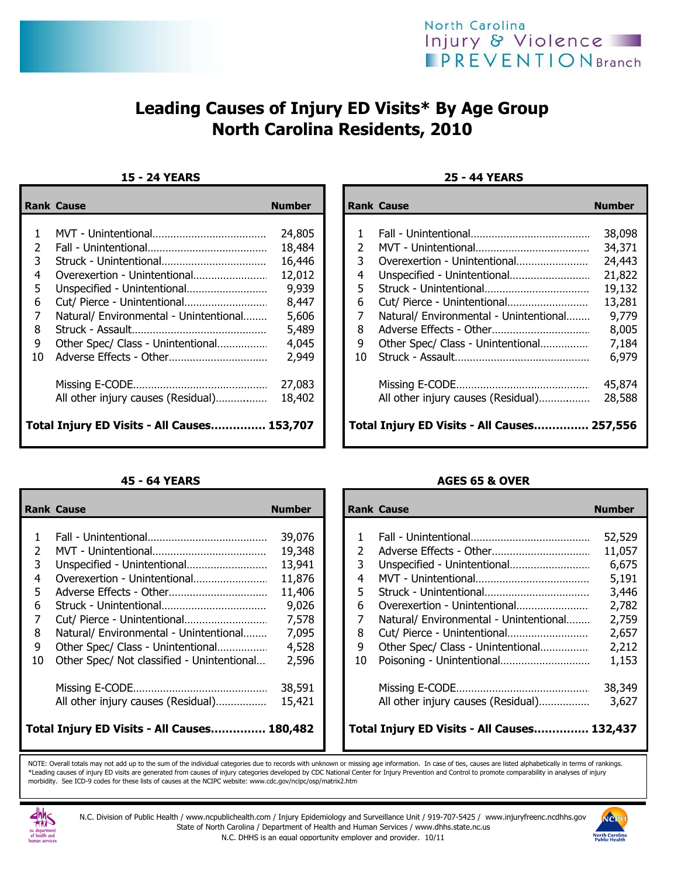# Leading Causes of Injury ED Visits* By Age Group North Carolina Residents, 2010

### 15 - 24 YEARS

| Rank | Cause | Number |
|---|---|---|
| 1 | MVT - Unintentional | 24,805 |
| 2 | Fall - Unintentional | 18,484 |
| 3 | Struck - Unintentional | 16,446 |
| 4 | Overexertion - Unintentional | 12,012 |
| 5 | Unspecified - Unintentional | 9,939 |
| 6 | Cut/ Pierce - Unintentional | 8,447 |
| 7 | Natural/ Environmental - Unintentional | 5,606 |
| 8 | Struck - Assault | 5,489 |
| 9 | Other Spec/ Class - Unintentional | 4,045 |
| 10 | Adverse Effects - Other | 2,949 |
| | Missing E-CODE | 27,083 |
| | All other injury causes (Residual) | 18,402 |
| | **Total Injury ED Visits - All Causes** | **153,707** |

### 25 - 44 YEARS

| Rank | Cause | Number |
|---|---|---|
| 1 | Fall - Unintentional | 38,098 |
| 2 | MVT - Unintentional | 34,371 |
| 3 | Overexertion - Unintentional | 24,443 |
| 4 | Unspecified - Unintentional | 21,822 |
| 5 | Struck - Unintentional | 19,132 |
| 6 | Cut/ Pierce - Unintentional | 13,281 |
| 7 | Natural/ Environmental - Unintentional | 9,779 |
| 8 | Adverse Effects - Other | 8,005 |
| 9 | Other Spec/ Class - Unintentional | 7,184 |
| 10 | Struck - Assault | 6,979 |
| | Missing E-CODE | 45,874 |
| | All other injury causes (Residual) | 28,588 |
| | **Total Injury ED Visits - All Causes** | **257,556** |

### 45 - 64 YEARS

| Rank | Cause | Number |
|---|---|---|
| 1 | Fall - Unintentional | 39,076 |
| 2 | MVT - Unintentional | 19,348 |
| 3 | Unspecified - Unintentional | 13,941 |
| 4 | Overexertion - Unintentional | 11,876 |
| 5 | Adverse Effects - Other | 11,406 |
| 6 | Struck - Unintentional | 9,026 |
| 7 | Cut/ Pierce - Unintentional | 7,578 |
| 8 | Natural/ Environmental - Unintentional | 7,095 |
| 9 | Other Spec/ Class - Unintentional | 4,528 |
| 10 | Other Spec/ Not classified - Unintentional | 2,596 |
| | Missing E-CODE | 38,591 |
| | All other injury causes (Residual) | 15,421 |
| | **Total Injury ED Visits - All Causes** | **180,482** |

### AGES 65 & OVER

| Rank | Cause | Number |
|---|---|---|
| 1 | Fall - Unintentional | 52,529 |
| 2 | Adverse Effects - Other | 11,057 |
| 3 | Unspecified - Unintentional | 6,675 |
| 4 | MVT - Unintentional | 5,191 |
| 5 | Struck - Unintentional | 3,446 |
| 6 | Overexertion - Unintentional | 2,782 |
| 7 | Natural/ Environmental - Unintentional | 2,759 |
| 8 | Cut/ Pierce - Unintentional | 2,657 |
| 9 | Other Spec/ Class - Unintentional | 2,212 |
| 10 | Poisoning - Unintentional | 1,153 |
| | Missing E-CODE | 38,349 |
| | All other injury causes (Residual) | 3,627 |
| | **Total Injury ED Visits - All Causes** | **132,437** |

NOTE: Overall totals may not add up to the sum of the individual categories due to records with unknown or missing age information. In case of ties, causes are listed alphabetically in terms of rankings.
*Leading causes of injury ED visits are generated from causes of injury categories developed by CDC National Center for Injury Prevention and Control to promote comparability in analyses of injury morbidity. See ICD-9 codes for these lists of causes at the NCIPC website: www.cdc.gov/ncipc/osp/matrix2.htm

N.C. Division of Public Health / www.ncpublichealth.com / Injury Epidemiology and Surveillance Unit / 919-707-5425 / www.injuryfreenc.ncdhhs.gov
State of North Carolina / Department of Health and Human Services / www.dhhs.state.nc.us
N.C. DHHS is an equal opportunity employer and provider. 10/11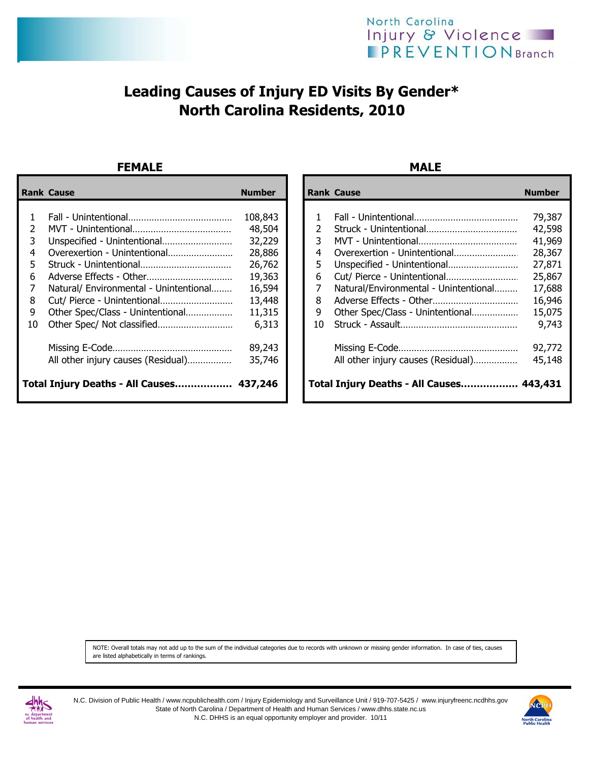North Carolina Injury & Violence PREVENTION Branch

# Leading Causes of Injury ED Visits By Gender* North Carolina Residents, 2010

## FEMALE

| Rank | Cause | Number |
|---|---|---|
| 1 | Fall - Unintentional | 108,843 |
| 2 | MVT - Unintentional | 48,504 |
| 3 | Unspecified - Unintentional | 32,229 |
| 4 | Overexertion - Unintentional | 28,886 |
| 5 | Struck - Unintentional | 26,762 |
| 6 | Adverse Effects - Other | 19,363 |
| 7 | Natural/ Environmental - Unintentional | 16,594 |
| 8 | Cut/ Pierce - Unintentional | 13,448 |
| 9 | Other Spec/Class - Unintentional | 11,315 |
| 10 | Other Spec/ Not classified | 6,313 |
| | Missing E-Code | 89,243 |
| | All other injury causes (Residual) | 35,746 |
| **Total Injury Deaths - All Causes** | | **437,246** |

## MALE

| Rank | Cause | Number |
|---|---|---|
| 1 | Fall - Unintentional | 79,387 |
| 2 | Struck - Unintentional | 42,598 |
| 3 | MVT - Unintentional | 41,969 |
| 4 | Overexertion - Unintentional | 28,367 |
| 5 | Unspecified - Unintentional | 27,871 |
| 6 | Cut/ Pierce - Unintentional | 25,867 |
| 7 | Natural/Environmental - Unintentional | 17,688 |
| 8 | Adverse Effects - Other | 16,946 |
| 9 | Other Spec/Class - Unintentional | 15,075 |
| 10 | Struck - Assault | 9,743 |
| | Missing E-Code | 92,772 |
| | All other injury causes (Residual) | 45,148 |
| **Total Injury Deaths - All Causes** | | **443,431** |

NOTE: Overall totals may not add up to the sum of the individual categories due to records with unknown or missing gender information. In case of ties, causes are listed alphabetically in terms of rankings.

N.C. Division of Public Health / www.ncpublichealth.com / Injury Epidemiology and Surveillance Unit / 919-707-5425 / www.injuryfreenc.ncdhhs.gov
State of North Carolina / Department of Health and Human Services / www.dhhs.state.nc.us
N.C. DHHS is an equal opportunity employer and provider. 10/11